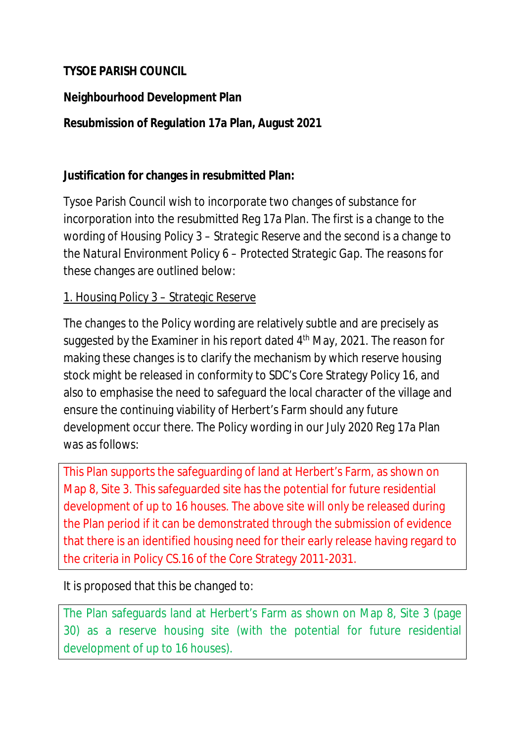**TYSOE PARISH COUNCIL**

**Neighbourhood Development Plan**

**Resubmission of Regulation 17a Plan, August 2021**

**Justification for changes in resubmitted Plan:**

Tysoe Parish Council wish to incorporate two changes of substance for incorporation into the resubmitted Reg 17a Plan. The first is a change to the wording of Housing Policy 3 – Strategic Reserve and the second is a change to the Natural Environment Policy 6 – Protected Strategic Gap. The reasons for these changes are outlined below:

1. Housing Policy 3 – Strategic Reserve

The changes to the Policy wording are relatively subtle and are precisely as suggested by the Examiner in his report dated 4th May, 2021. The reason for making these changes is to clarify the mechanism by which reserve housing stock might be released in conformity to SDC's Core Strategy Policy 16, and also to emphasise the need to safeguard the local character of the village and ensure the continuing viability of Herbert's Farm should any future development occur there. The Policy wording in our July 2020 Reg 17a Plan was as follows:

> This Plan supports the safeguarding of land at Herbert's Farm, as shown on Map 8, Site 3. This safeguarded site has the potential for future residential development of up to 16 houses. The above site will only be released during the Plan period if it can be demonstrated through the submission of evidence that there is an identified housing need for their early release having regard to the criteria in Policy CS.16 of the Core Strategy 2011-2031.

It is proposed that this be changed to:

> The Plan safeguards land at Herbert's Farm as shown on Map 8, Site 3 (page 30) as a reserve housing site (with the potential for future residential development of up to 16 houses).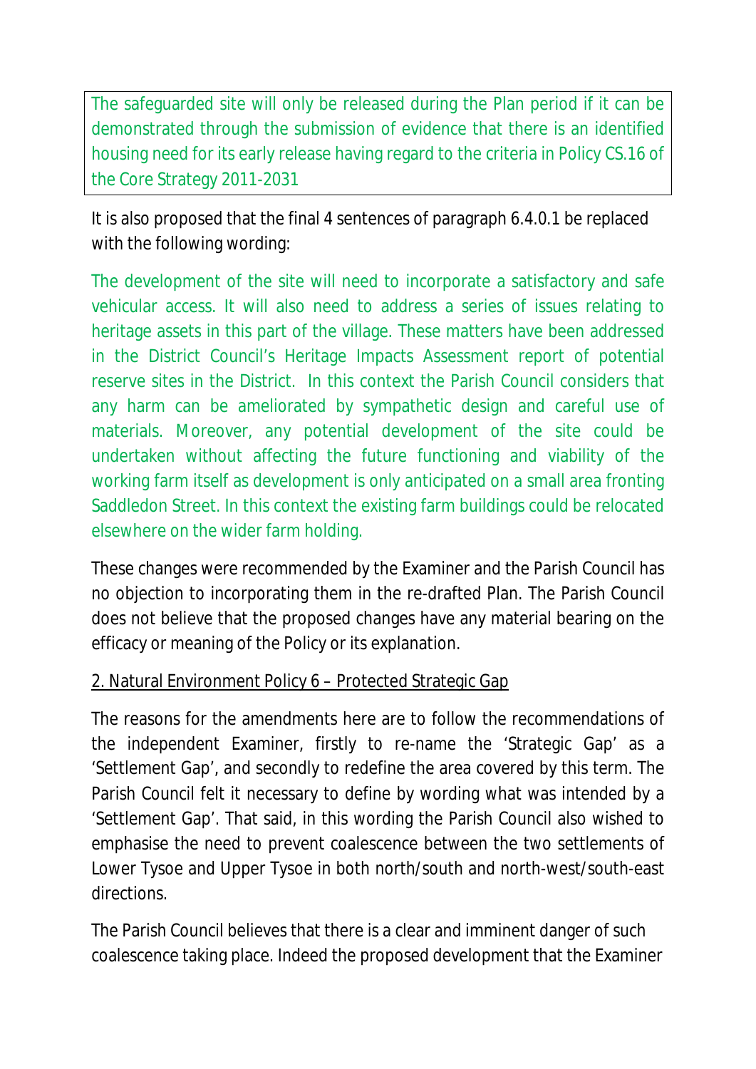> The safeguarded site will only be released during the Plan period if it can be demonstrated through the submission of evidence that there is an identified housing need for its early release having regard to the criteria in Policy CS.16 of the Core Strategy 2011-2031

It is also proposed that the final 4 sentences of paragraph 6.4.0.1 be replaced with the following wording:

The development of the site will need to incorporate a satisfactory and safe vehicular access. It will also need to address a series of issues relating to heritage assets in this part of the village. These matters have been addressed in the District Council's Heritage Impacts Assessment report of potential reserve sites in the District. In this context the Parish Council considers that any harm can be ameliorated by sympathetic design and careful use of materials. Moreover, any potential development of the site could be undertaken without affecting the future functioning and viability of the working farm itself as development is only anticipated on a small area fronting Saddledon Street. In this context the existing farm buildings could be relocated elsewhere on the wider farm holding.

These changes were recommended by the Examiner and the Parish Council has no objection to incorporating them in the re-drafted Plan. The Parish Council does not believe that the proposed changes have any material bearing on the efficacy or meaning of the Policy or its explanation.

2. Natural Environment Policy 6 – Protected Strategic Gap

The reasons for the amendments here are to follow the recommendations of the independent Examiner, firstly to re-name the 'Strategic Gap' as a 'Settlement Gap', and secondly to redefine the area covered by this term. The Parish Council felt it necessary to define by wording what was intended by a 'Settlement Gap'. That said, in this wording the Parish Council also wished to emphasise the need to prevent coalescence between the two settlements of Lower Tysoe and Upper Tysoe in both north/south and north-west/south-east directions.

The Parish Council believes that there is a clear and imminent danger of such coalescence taking place. Indeed the proposed development that the Examiner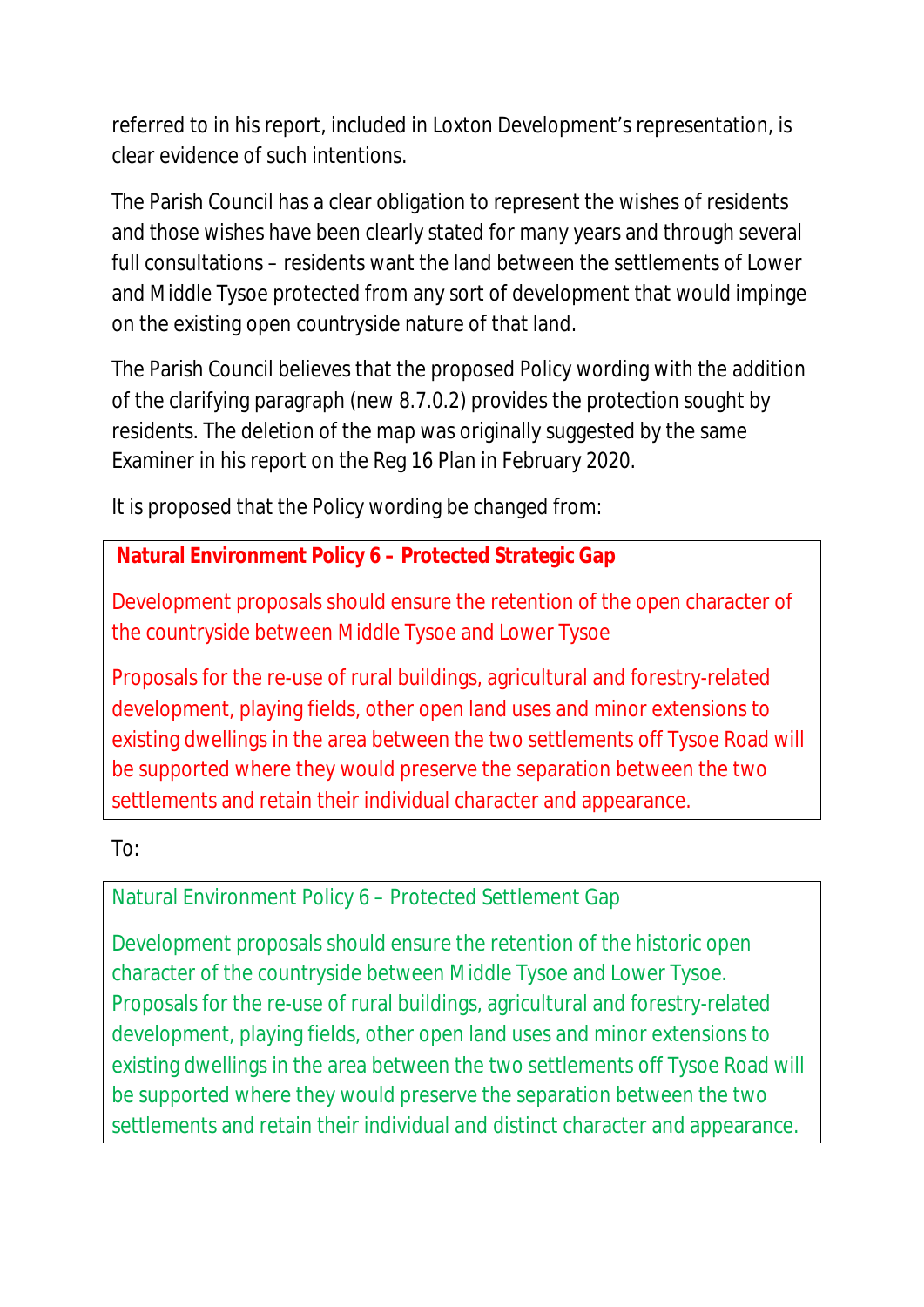referred to in his report, included in Loxton Development's representation, is clear evidence of such intentions.

The Parish Council has a clear obligation to represent the wishes of residents and those wishes have been clearly stated for many years and through several full consultations – residents want the land between the settlements of Lower and Middle Tysoe protected from any sort of development that would impinge on the existing open countryside nature of that land.

The Parish Council believes that the proposed Policy wording with the addition of the clarifying paragraph (new 8.7.0.2) provides the protection sought by residents. The deletion of the map was originally suggested by the same Examiner in his report on the Reg 16 Plan in February 2020.

It is proposed that the Policy wording be changed from:

> **Natural Environment Policy 6 – Protected Strategic Gap**
>
> Development proposals should ensure the retention of the open character of the countryside between Middle Tysoe and Lower Tysoe
>
> Proposals for the re-use of rural buildings, agricultural and forestry-related development, playing fields, other open land uses and minor extensions to existing dwellings in the area between the two settlements off Tysoe Road will be supported where they would preserve the separation between the two settlements and retain their individual character and appearance.

To:

> Natural Environment Policy 6 – Protected Settlement Gap
>
> Development proposals should ensure the retention of the historic open character of the countryside between Middle Tysoe and Lower Tysoe. Proposals for the re-use of rural buildings, agricultural and forestry-related development, playing fields, other open land uses and minor extensions to existing dwellings in the area between the two settlements off Tysoe Road will be supported where they would preserve the separation between the two settlements and retain their individual and distinct character and appearance.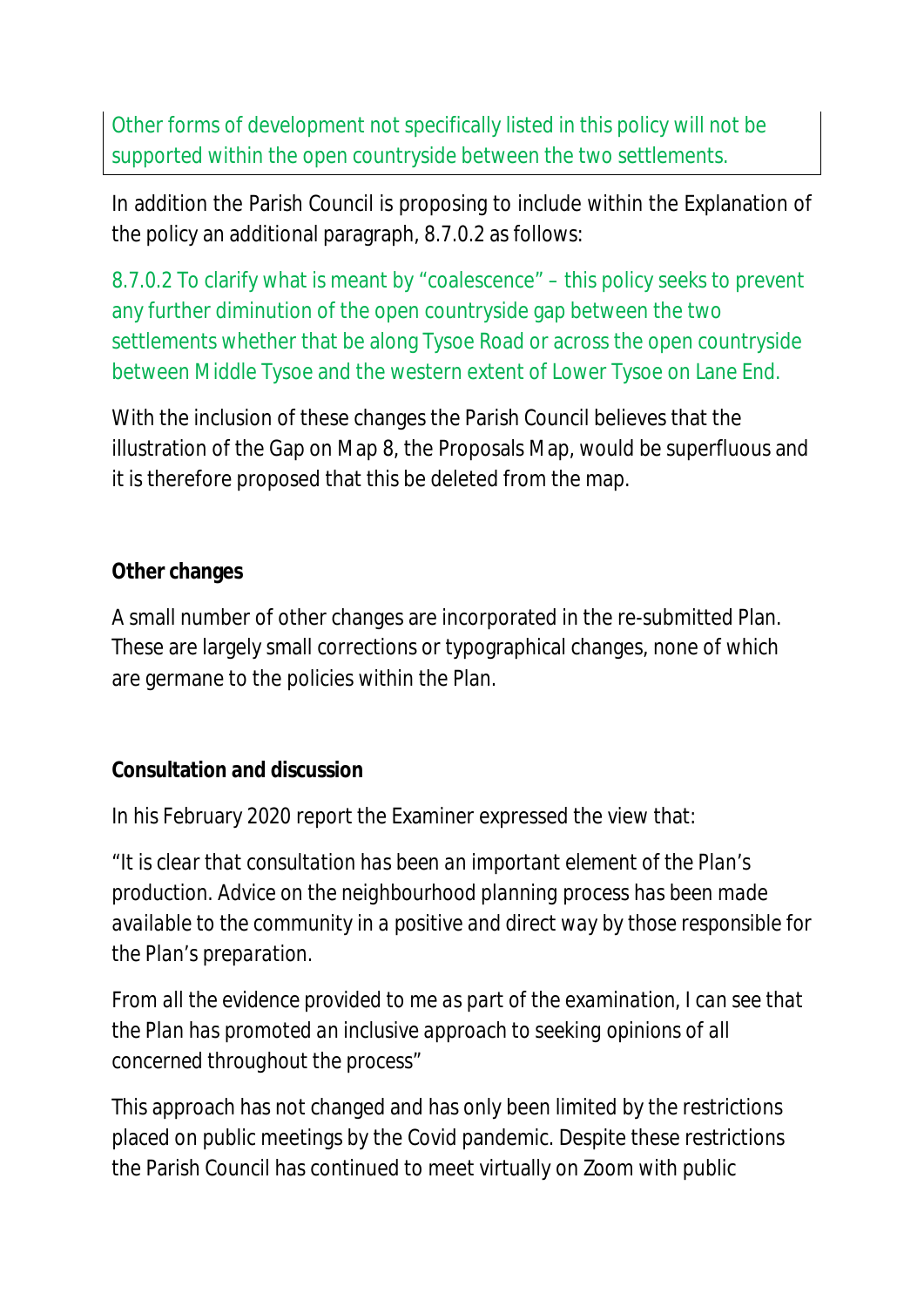Other forms of development not specifically listed in this policy will not be supported within the open countryside between the two settlements.

In addition the Parish Council is proposing to include within the Explanation of the policy an additional paragraph, 8.7.0.2 as follows:

8.7.0.2 To clarify what is meant by "coalescence" – this policy seeks to prevent any further diminution of the open countryside gap between the two settlements whether that be along Tysoe Road or across the open countryside between Middle Tysoe and the western extent of Lower Tysoe on Lane End.

With the inclusion of these changes the Parish Council believes that the illustration of the Gap on Map 8, the Proposals Map, would be superfluous and it is therefore proposed that this be deleted from the map.

**Other changes**

A small number of other changes are incorporated in the re-submitted Plan. These are largely small corrections or typographical changes, none of which are germane to the policies within the Plan.

**Consultation and discussion**

In his February 2020 report the Examiner expressed the view that:

*"It is clear that consultation has been an important element of the Plan's production. Advice on the neighbourhood planning process has been made available to the community in a positive and direct way by those responsible for the Plan's preparation.*

*From all the evidence provided to me as part of the examination, I can see that the Plan has promoted an inclusive approach to seeking opinions of all concerned throughout the process"*

This approach has not changed and has only been limited by the restrictions placed on public meetings by the Covid pandemic. Despite these restrictions the Parish Council has continued to meet virtually on Zoom with public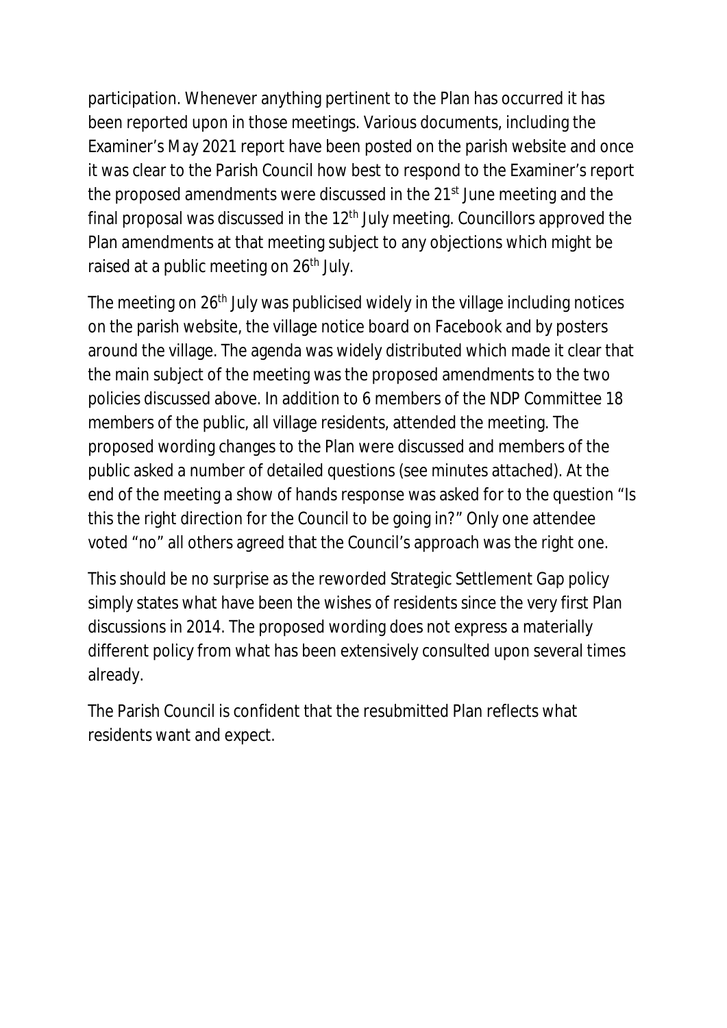participation. Whenever anything pertinent to the Plan has occurred it has been reported upon in those meetings. Various documents, including the Examiner's May 2021 report have been posted on the parish website and once it was clear to the Parish Council how best to respond to the Examiner's report the proposed amendments were discussed in the 21st June meeting and the final proposal was discussed in the 12th July meeting. Councillors approved the Plan amendments at that meeting subject to any objections which might be raised at a public meeting on 26th July.

The meeting on 26th July was publicised widely in the village including notices on the parish website, the village notice board on Facebook and by posters around the village. The agenda was widely distributed which made it clear that the main subject of the meeting was the proposed amendments to the two policies discussed above. In addition to 6 members of the NDP Committee 18 members of the public, all village residents, attended the meeting. The proposed wording changes to the Plan were discussed and members of the public asked a number of detailed questions (see minutes attached). At the end of the meeting a show of hands response was asked for to the question "Is this the right direction for the Council to be going in?" Only one attendee voted "no" all others agreed that the Council's approach was the right one.

This should be no surprise as the reworded Strategic Settlement Gap policy simply states what have been the wishes of residents since the very first Plan discussions in 2014. The proposed wording does not express a materially different policy from what has been extensively consulted upon several times already.

The Parish Council is confident that the resubmitted Plan reflects what residents want and expect.